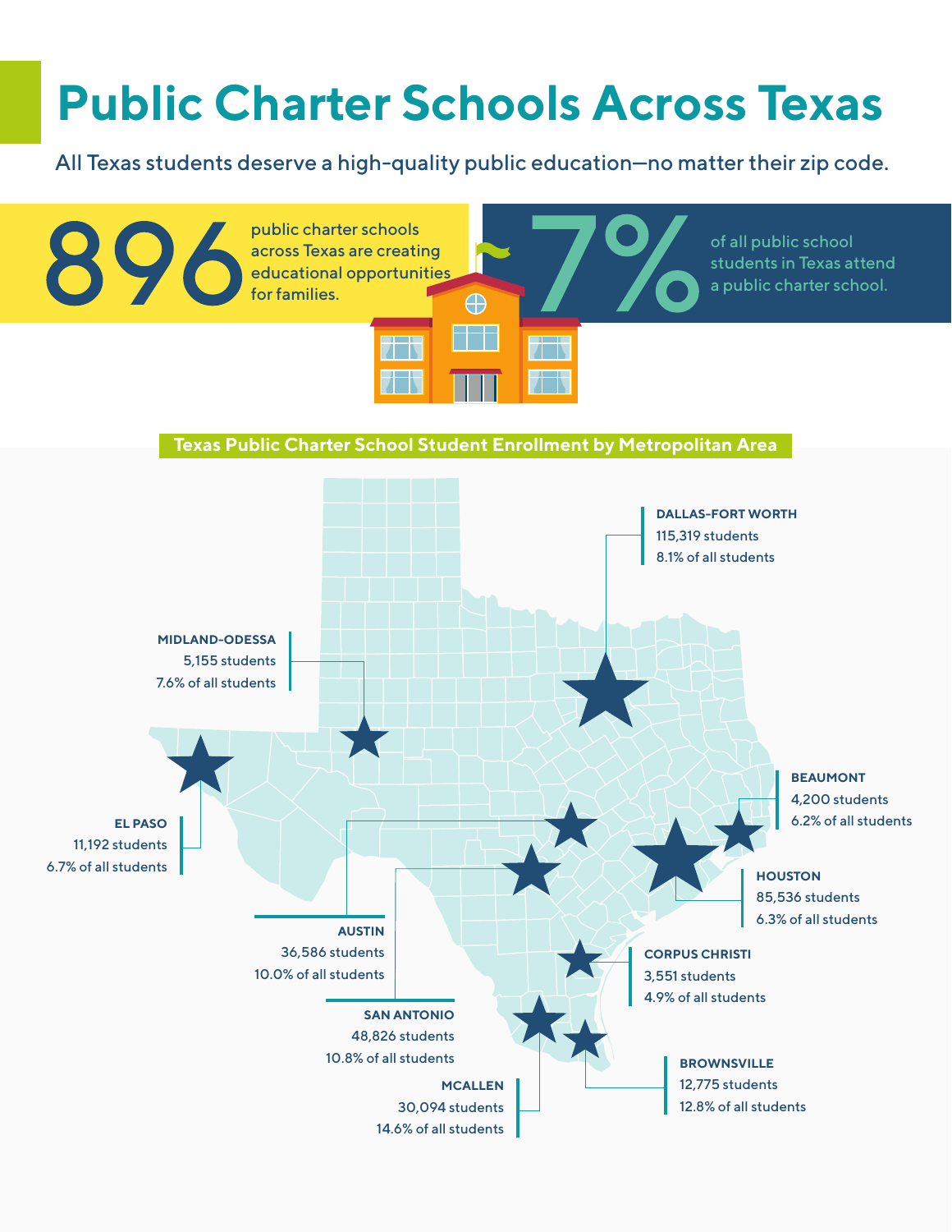# Public Charter Schools Across Texas

All Texas students deserve a high-quality public education—no matter their zip code.

**896** public charter schools across Texas are creating educational opportunities for families.

**7%** of all public school students in Texas attend a public charter school.

## Texas Public Charter School Student Enrollment by Metropolitan Area

**DALLAS-FORT WORTH**
115,319 students
8.1% of all students

**MIDLAND-ODESSA**
5,155 students
7.6% of all students

**EL PASO**
11,192 students
6.7% of all students

**BEAUMONT**
4,200 students
6.2% of all students

**HOUSTON**
85,536 students
6.3% of all students

**AUSTIN**
36,586 students
10.0% of all students

**CORPUS CHRISTI**
3,551 students
4.9% of all students

**SAN ANTONIO**
48,826 students
10.8% of all students

**BROWNSVILLE**
12,775 students
12.8% of all students

**MCALLEN**
30,094 students
14.6% of all students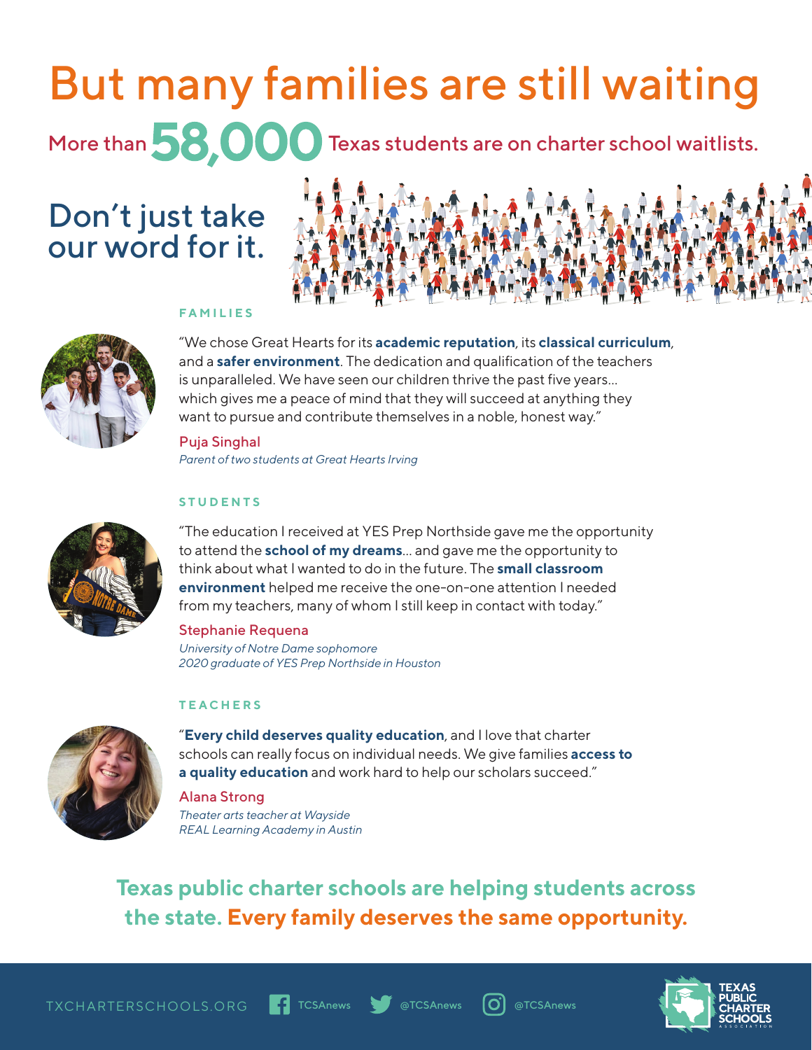# But many families are still waiting

More than **58,000** Texas students are on charter school waitlists.

## Don't just take our word for it.

### FAMILIES

"We chose Great Hearts for its **academic reputation**, its **classical curriculum**, and a **safer environment**. The dedication and qualification of the teachers is unparalleled. We have seen our children thrive the past five years... which gives me a peace of mind that they will succeed at anything they want to pursue and contribute themselves in a noble, honest way."

Puja Singhal
*Parent of two students at Great Hearts Irving*

### STUDENTS

"The education I received at YES Prep Northside gave me the opportunity to attend the **school of my dreams**... and gave me the opportunity to think about what I wanted to do in the future. The **small classroom environment** helped me receive the one-on-one attention I needed from my teachers, many of whom I still keep in contact with today."

Stephanie Requena
*University of Notre Dame sophomore*
*2020 graduate of YES Prep Northside in Houston*

### TEACHERS

"**Every child deserves quality education**, and I love that charter schools can really focus on individual needs. We give families **access to a quality education** and work hard to help our scholars succeed."

Alana Strong
*Theater arts teacher at Wayside*
*REAL Learning Academy in Austin*

**Texas public charter schools are helping students across the state. Every family deserves the same opportunity.**

TXCHARTERSCHOOLS.ORG | TCSAnews | @TCSAnews | @TCSAnews

TEXAS PUBLIC CHARTER SCHOOLS ASSOCIATION